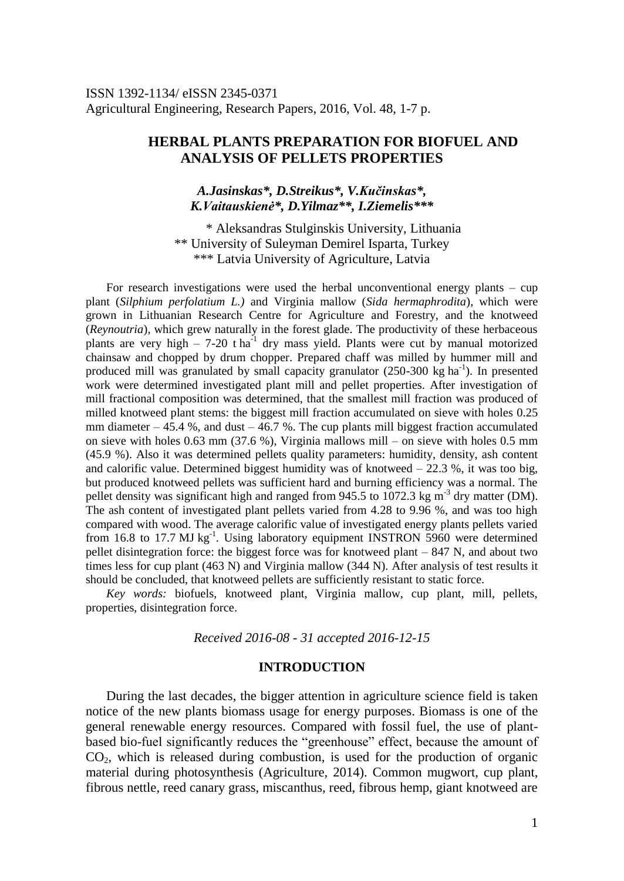ISSN 1392-1134/ eISSN 2345-0371
Agricultural Engineering, Research Papers, 2016, Vol. 48, 1-7 p.

# HERBAL PLANTS PREPARATION FOR BIOFUEL AND ANALYSIS OF PELLETS PROPERTIES

***A.Jasinskas\*, D.Streikus\*, V.Kučinskas\*, K.Vaitauskienė\*, D.Yilmaz\*\*, I.Ziemelis\*\*\****

\* Aleksandras Stulginskis University, Lithuania
\*\* University of Suleyman Demirel Isparta, Turkey
\*\*\* Latvia University of Agriculture, Latvia

For research investigations were used the herbal unconventional energy plants – cup plant (*Silphium perfolatium L.)* and Virginia mallow (*Sida hermaphrodita*), which were grown in Lithuanian Research Centre for Agriculture and Forestry, and the knotweed (*Reynoutria*), which grew naturally in the forest glade. The productivity of these herbaceous plants are very high – 7-20 t ha$^{-1}$ dry mass yield. Plants were cut by manual motorized chainsaw and chopped by drum chopper. Prepared chaff was milled by hummer mill and produced mill was granulated by small capacity granulator (250-300 kg ha$^{-1}$). In presented work were determined investigated plant mill and pellet properties. After investigation of mill fractional composition was determined, that the smallest mill fraction was produced of milled knotweed plant stems: the biggest mill fraction accumulated on sieve with holes 0.25 mm diameter – 45.4 %, and dust – 46.7 %. The cup plants mill biggest fraction accumulated on sieve with holes 0.63 mm (37.6 %), Virginia mallows mill – on sieve with holes 0.5 mm (45.9 %). Also it was determined pellets quality parameters: humidity, density, ash content and calorific value. Determined biggest humidity was of knotweed – 22.3 %, it was too big, but produced knotweed pellets was sufficient hard and burning efficiency was a normal. The pellet density was significant high and ranged from 945.5 to 1072.3 kg m$^{-3}$ dry matter (DM). The ash content of investigated plant pellets varied from 4.28 to 9.96 %, and was too high compared with wood. The average calorific value of investigated energy plants pellets varied from 16.8 to 17.7 MJ kg$^{-1}$. Using laboratory equipment INSTRON 5960 were determined pellet disintegration force: the biggest force was for knotweed plant – 847 N, and about two times less for cup plant (463 N) and Virginia mallow (344 N). After analysis of test results it should be concluded, that knotweed pellets are sufficiently resistant to static force.

*Key words:* biofuels, knotweed plant, Virginia mallow, cup plant, mill, pellets, properties, disintegration force.

*Received 2016-08 - 31 accepted 2016-12-15*

## INTRODUCTION

During the last decades, the bigger attention in agriculture science field is taken notice of the new plants biomass usage for energy purposes. Biomass is one of the general renewable energy resources. Compared with fossil fuel, the use of plant-based bio-fuel significantly reduces the "greenhouse" effect, because the amount of $CO_2$, which is released during combustion, is used for the production of organic material during photosynthesis (Agriculture, 2014). Common mugwort, cup plant, fibrous nettle, reed canary grass, miscanthus, reed, fibrous hemp, giant knotweed are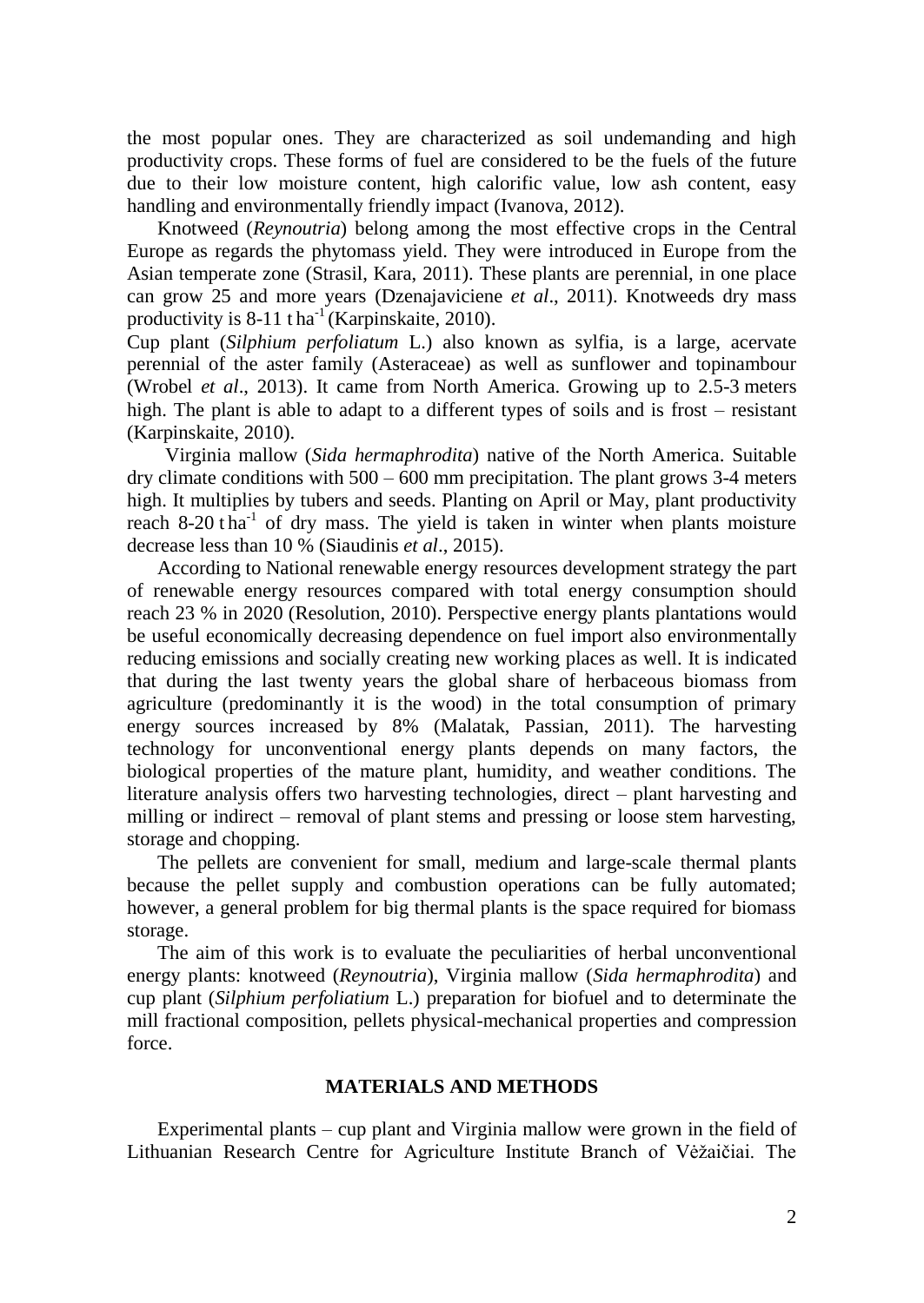the most popular ones. They are characterized as soil undemanding and high productivity crops. These forms of fuel are considered to be the fuels of the future due to their low moisture content, high calorific value, low ash content, easy handling and environmentally friendly impact (Ivanova, 2012).

Knotweed (*Reynoutria*) belong among the most effective crops in the Central Europe as regards the phytomass yield. They were introduced in Europe from the Asian temperate zone (Strasil, Kara, 2011). These plants are perennial, in one place can grow 25 and more years (Dzenajaviciene *et al*., 2011). Knotweeds dry mass productivity is 8-11 t $ha^{-1}$ (Karpinskaite, 2010).

Cup plant (*Silphium perfoliatum* L.) also known as sylfia, is a large, acervate perennial of the aster family (Asteraceae) as well as sunflower and topinambour (Wrobel *et al*., 2013). It came from North America. Growing up to 2.5-3 meters high. The plant is able to adapt to a different types of soils and is frost – resistant (Karpinskaite, 2010).

Virginia mallow (*Sida hermaphrodita*) native of the North America. Suitable dry climate conditions with 500 – 600 mm precipitation. The plant grows 3-4 meters high. It multiplies by tubers and seeds. Planting on April or May, plant productivity reach 8-20 t $ha^{-1}$ of dry mass. The yield is taken in winter when plants moisture decrease less than 10 % (Siaudinis *et al*., 2015).

According to National renewable energy resources development strategy the part of renewable energy resources compared with total energy consumption should reach 23 % in 2020 (Resolution, 2010). Perspective energy plants plantations would be useful economically decreasing dependence on fuel import also environmentally reducing emissions and socially creating new working places as well. It is indicated that during the last twenty years the global share of herbaceous biomass from agriculture (predominantly it is the wood) in the total consumption of primary energy sources increased by 8% (Malatak, Passian, 2011). The harvesting technology for unconventional energy plants depends on many factors, the biological properties of the mature plant, humidity, and weather conditions. The literature analysis offers two harvesting technologies, direct – plant harvesting and milling or indirect – removal of plant stems and pressing or loose stem harvesting, storage and chopping.

The pellets are convenient for small, medium and large-scale thermal plants because the pellet supply and combustion operations can be fully automated; however, a general problem for big thermal plants is the space required for biomass storage.

The aim of this work is to evaluate the peculiarities of herbal unconventional energy plants: knotweed (*Reynoutria*), Virginia mallow (*Sida hermaphrodita*) and cup plant (*Silphium perfoliatium* L.) preparation for biofuel and to determinate the mill fractional composition, pellets physical-mechanical properties and compression force.

## MATERIALS AND METHODS

Experimental plants – cup plant and Virginia mallow were grown in the field of Lithuanian Research Centre for Agriculture Institute Branch of Vėžaičiai. The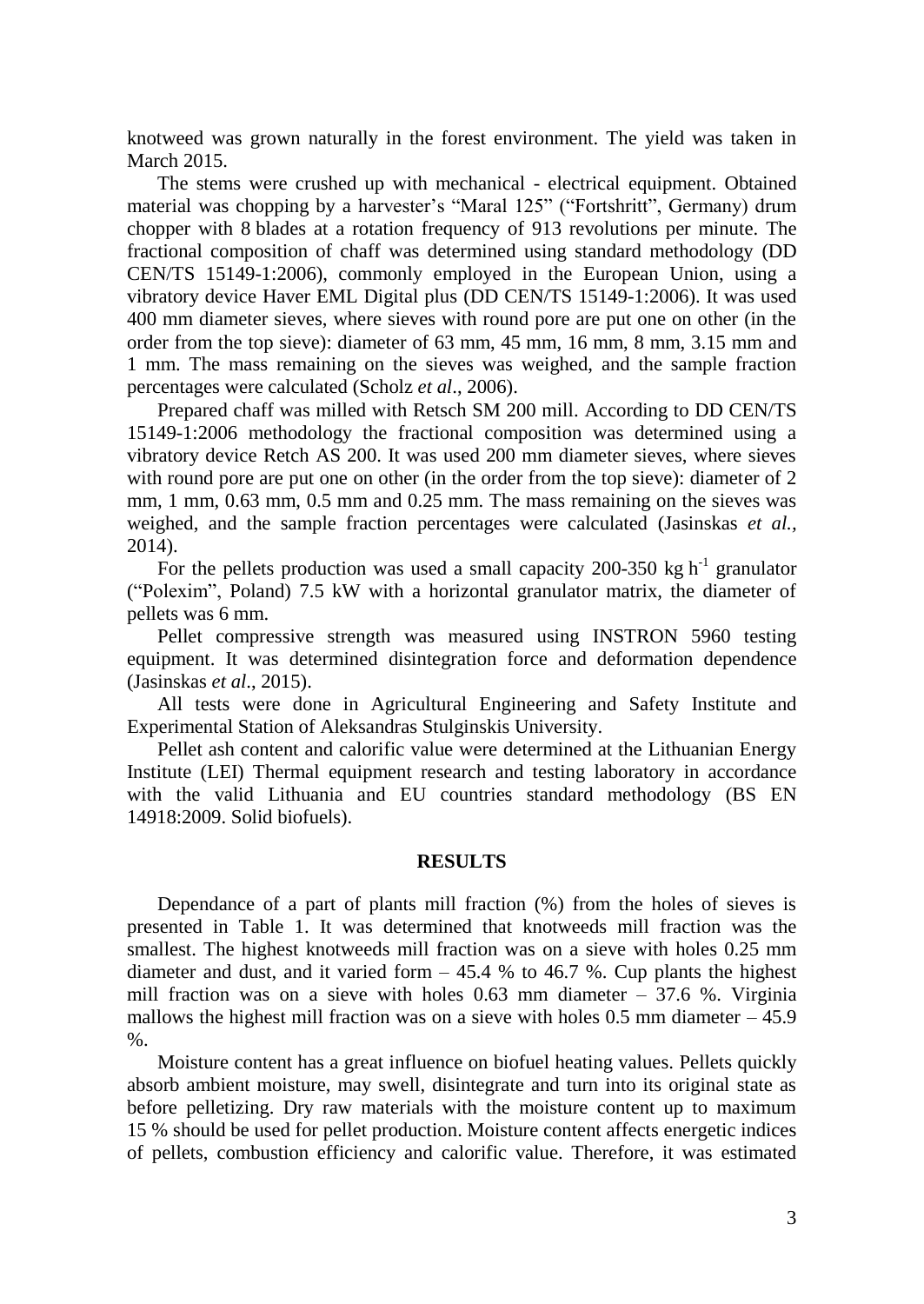knotweed was grown naturally in the forest environment. The yield was taken in March 2015.

The stems were crushed up with mechanical - electrical equipment. Obtained material was chopping by a harvester's "Maral 125" ("Fortshritt", Germany) drum chopper with 8 blades at a rotation frequency of 913 revolutions per minute. The fractional composition of chaff was determined using standard methodology (DD CEN/TS 15149-1:2006), commonly employed in the European Union, using a vibratory device Haver EML Digital plus (DD CEN/TS 15149-1:2006). It was used 400 mm diameter sieves, where sieves with round pore are put one on other (in the order from the top sieve): diameter of 63 mm, 45 mm, 16 mm, 8 mm, 3.15 mm and 1 mm. The mass remaining on the sieves was weighed, and the sample fraction percentages were calculated (Scholz *et al*., 2006).

Prepared chaff was milled with Retsch SM 200 mill. According to DD CEN/TS 15149-1:2006 methodology the fractional composition was determined using a vibratory device Retch AS 200. It was used 200 mm diameter sieves, where sieves with round pore are put one on other (in the order from the top sieve): diameter of 2 mm, 1 mm, 0.63 mm, 0.5 mm and 0.25 mm. The mass remaining on the sieves was weighed, and the sample fraction percentages were calculated (Jasinskas *et al.*, 2014).

For the pellets production was used a small capacity 200-350 kg $h^{-1}$ granulator ("Polexim", Poland) 7.5 kW with a horizontal granulator matrix, the diameter of pellets was 6 mm.

Pellet compressive strength was measured using INSTRON 5960 testing equipment. It was determined disintegration force and deformation dependence (Jasinskas *et al*., 2015).

All tests were done in Agricultural Engineering and Safety Institute and Experimental Station of Aleksandras Stulginskis University.

Pellet ash content and calorific value were determined at the Lithuanian Energy Institute (LEI) Thermal equipment research and testing laboratory in accordance with the valid Lithuania and EU countries standard methodology (BS EN 14918:2009. Solid biofuels).

## RESULTS

Dependance of a part of plants mill fraction (%) from the holes of sieves is presented in Table 1. It was determined that knotweeds mill fraction was the smallest. The highest knotweeds mill fraction was on a sieve with holes 0.25 mm diameter and dust, and it varied form – 45.4 % to 46.7 %. Cup plants the highest mill fraction was on a sieve with holes 0.63 mm diameter – 37.6 %. Virginia mallows the highest mill fraction was on a sieve with holes 0.5 mm diameter – 45.9 %.

Moisture content has a great influence on biofuel heating values. Pellets quickly absorb ambient moisture, may swell, disintegrate and turn into its original state as before pelletizing. Dry raw materials with the moisture content up to maximum 15 % should be used for pellet production. Moisture content affects energetic indices of pellets, combustion efficiency and calorific value. Therefore, it was estimated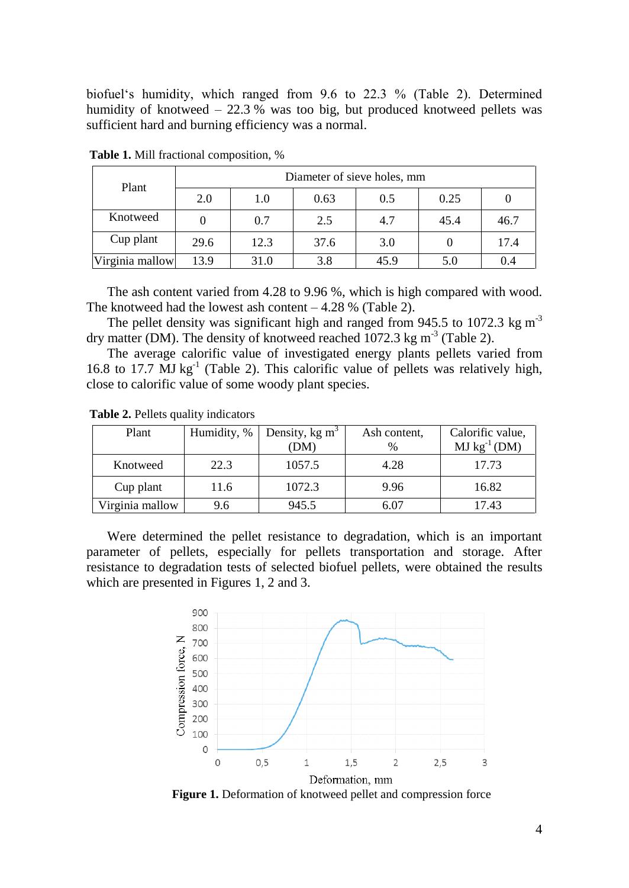biofuel's humidity, which ranged from 9.6 to 22.3 % (Table 2). Determined humidity of knotweed – 22.3 % was too big, but produced knotweed pellets was sufficient hard and burning efficiency was a normal.

**Table 1.** Mill fractional composition, %

| Plant | Diameter of sieve holes, mm | | | | | |
|---|---|---|---|---|---|---|
| | 2.0 | 1.0 | 0.63 | 0.5 | 0.25 | 0 |
| Knotweed | 0 | 0.7 | 2.5 | 4.7 | 45.4 | 46.7 |
| Cup plant | 29.6 | 12.3 | 37.6 | 3.0 | 0 | 17.4 |
| Virginia mallow | 13.9 | 31.0 | 3.8 | 45.9 | 5.0 | 0.4 |

The ash content varied from 4.28 to 9.96 %, which is high compared with wood. The knotweed had the lowest ash content – 4.28 % (Table 2).

The pellet density was significant high and ranged from 945.5 to 1072.3 kg m$^{-3}$ dry matter (DM). The density of knotweed reached 1072.3 kg m$^{-3}$ (Table 2).

The average calorific value of investigated energy plants pellets varied from 16.8 to 17.7 MJ kg$^{-1}$ (Table 2). This calorific value of pellets was relatively high, close to calorific value of some woody plant species.

**Table 2.** Pellets quality indicators

| Plant | Humidity, % | Density, kg m$^{3}$ (DM) | Ash content, % | Calorific value, MJ kg$^{-1}$ (DM) |
|---|---|---|---|---|
| Knotweed | 22.3 | 1057.5 | 4.28 | 17.73 |
| Cup plant | 11.6 | 1072.3 | 9.96 | 16.82 |
| Virginia mallow | 9.6 | 945.5 | 6.07 | 17.43 |

Were determined the pellet resistance to degradation, which is an important parameter of pellets, especially for pellets transportation and storage. After resistance to degradation tests of selected biofuel pellets, were obtained the results which are presented in Figures 1, 2 and 3.

Compression force, N

900
800
700
600
500
400
300
200
100
0

0 0,5 1 1,5 2 2,5 3

Deformation, mm

**Figure 1.** Deformation of knotweed pellet and compression force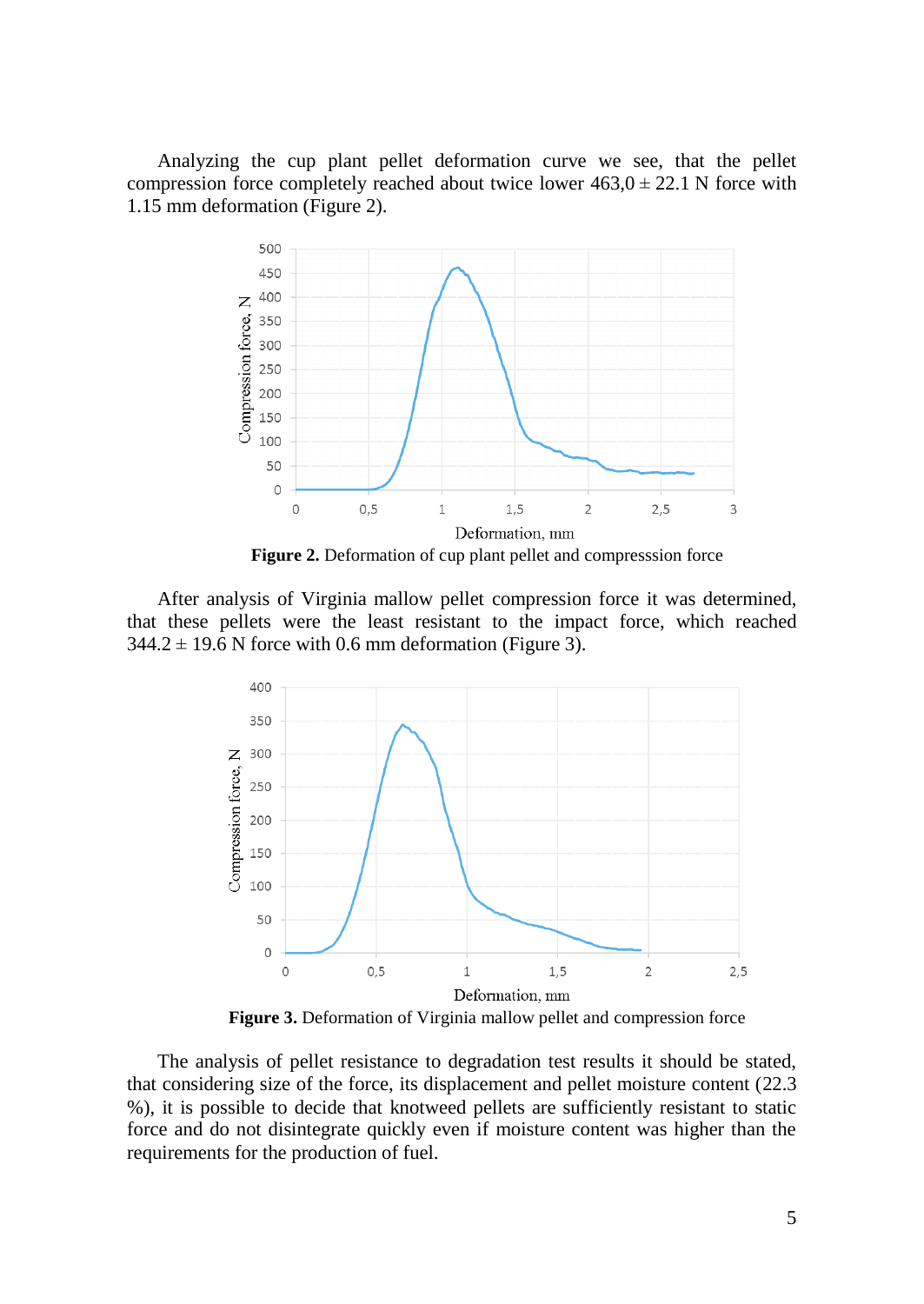Analyzing the cup plant pellet deformation curve we see, that the pellet compression force completely reached about twice lower 463,0 ± 22.1 N force with 1.15 mm deformation (Figure 2).

500
450
400
350
300
250
200
150
100
50
0

Compression force, N

0
0,5
1
1,5
2
2,5
3

Deformation, mm

**Figure 2.** Deformation of cup plant pellet and compresssion force

After analysis of Virginia mallow pellet compression force it was determined, that these pellets were the least resistant to the impact force, which reached 344.2 ± 19.6 N force with 0.6 mm deformation (Figure 3).

400
350
300
250
200
150
100
50
0

Compression force, N

0
0,5
1
1,5
2
2,5

Deformation, mm

**Figure 3.** Deformation of Virginia mallow pellet and compression force

The analysis of pellet resistance to degradation test results it should be stated, that considering size of the force, its displacement and pellet moisture content (22.3 %), it is possible to decide that knotweed pellets are sufficiently resistant to static force and do not disintegrate quickly even if moisture content was higher than the requirements for the production of fuel.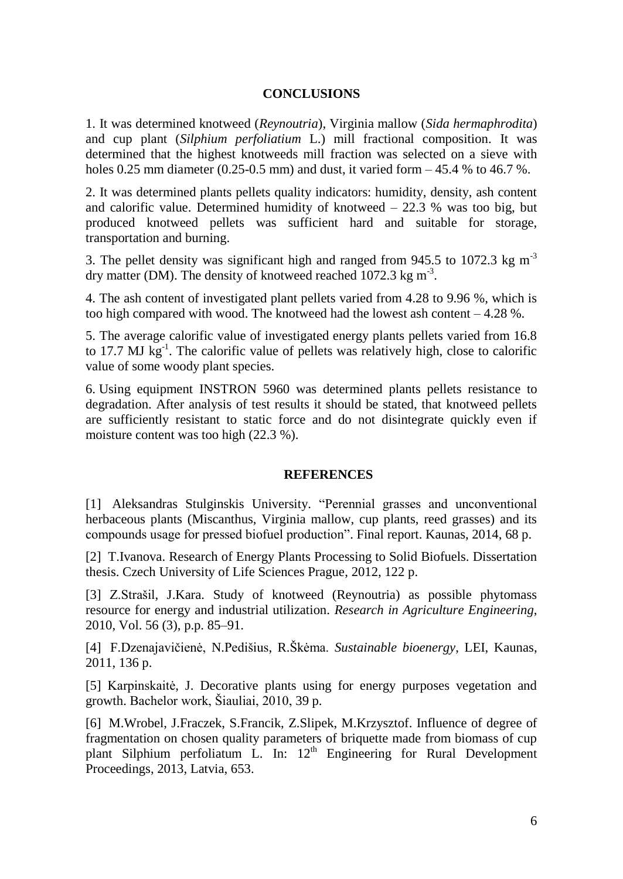## CONCLUSIONS

1. It was determined knotweed (*Reynoutria*), Virginia mallow (*Sida hermaphrodita*) and cup plant (*Silphium perfoliatium* L.) mill fractional composition. It was determined that the highest knotweeds mill fraction was selected on a sieve with holes 0.25 mm diameter (0.25-0.5 mm) and dust, it varied form – 45.4 % to 46.7 %.

2. It was determined plants pellets quality indicators: humidity, density, ash content and calorific value. Determined humidity of knotweed – 22.3 % was too big, but produced knotweed pellets was sufficient hard and suitable for storage, transportation and burning.

3. The pellet density was significant high and ranged from 945.5 to 1072.3 kg $m^{-3}$ dry matter (DM). The density of knotweed reached 1072.3 kg $m^{-3}$.

4. The ash content of investigated plant pellets varied from 4.28 to 9.96 %, which is too high compared with wood. The knotweed had the lowest ash content – 4.28 %.

5. The average calorific value of investigated energy plants pellets varied from 16.8 to 17.7 MJ $kg^{-1}$. The calorific value of pellets was relatively high, close to calorific value of some woody plant species.

6. Using equipment INSTRON 5960 was determined plants pellets resistance to degradation. After analysis of test results it should be stated, that knotweed pellets are sufficiently resistant to static force and do not disintegrate quickly even if moisture content was too high (22.3 %).

## REFERENCES

[1] Aleksandras Stulginskis University. "Perennial grasses and unconventional herbaceous plants (Miscanthus, Virginia mallow, cup plants, reed grasses) and its compounds usage for pressed biofuel production". Final report. Kaunas, 2014, 68 p.

[2] T.Ivanova. Research of Energy Plants Processing to Solid Biofuels. Dissertation thesis. Czech University of Life Sciences Prague, 2012, 122 p.

[3] Z.Strašil, J.Kara. Study of knotweed (Reynoutria) as possible phytomass resource for energy and industrial utilization. *Research in Agriculture Engineering*, 2010, Vol. 56 (3), p.p. 85–91.

[4] F.Dzenajavičienė, N.Pedišius, R.Škėma. *Sustainable bioenergy*, LEI, Kaunas, 2011, 136 p.

[5] Karpinskaitė, J. Decorative plants using for energy purposes vegetation and growth. Bachelor work, Šiauliai, 2010, 39 p.

[6] M.Wrobel, J.Fraczek, S.Francik, Z.Slipek, M.Krzysztof. Influence of degree of fragmentation on chosen quality parameters of briquette made from biomass of cup plant Silphium perfoliatum L. In: 12th Engineering for Rural Development Proceedings, 2013, Latvia, 653.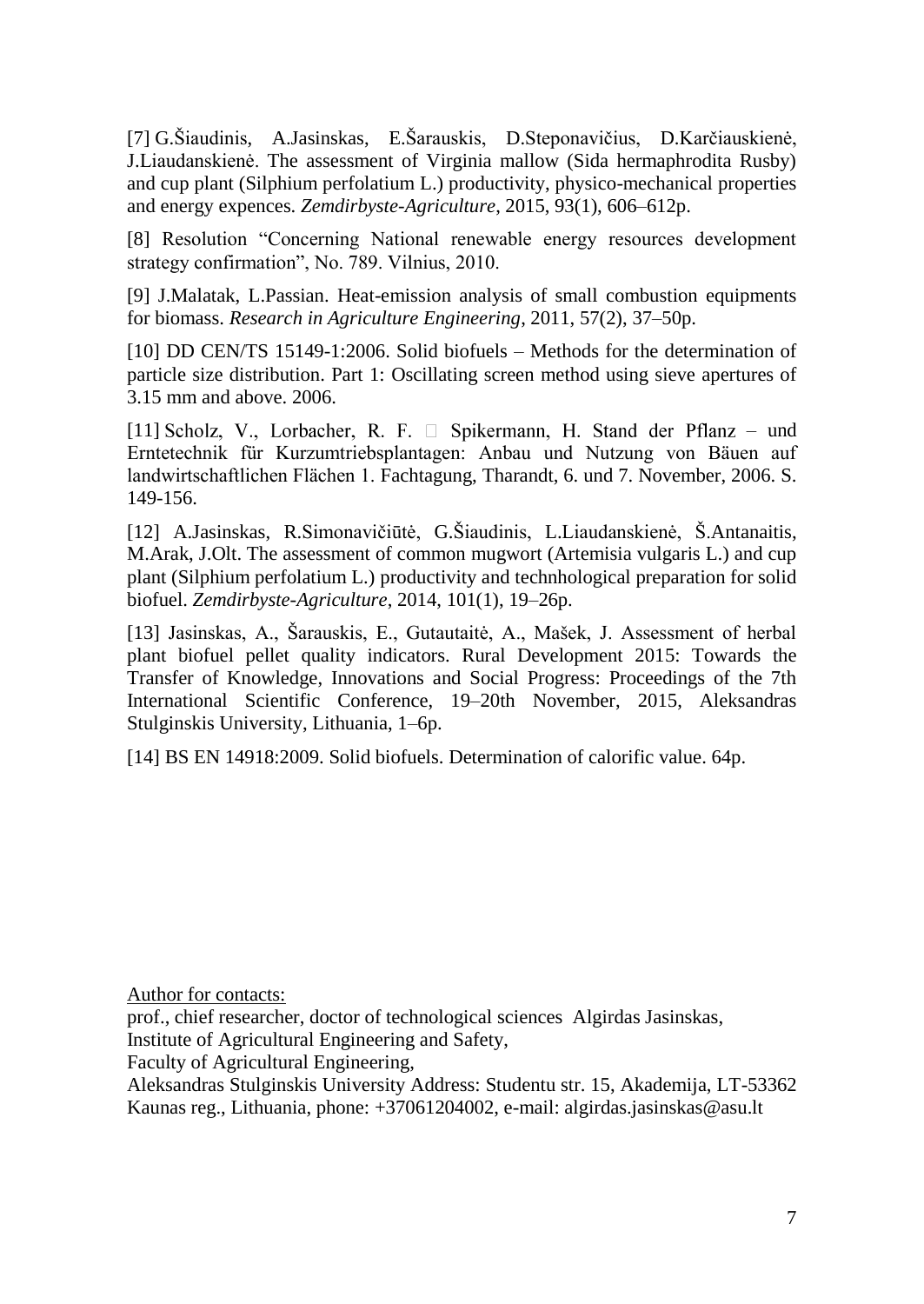[7] G.Šiaudinis, A.Jasinskas, E.Šarauskis, D.Steponavičius, D.Karčiauskienė, J.Liaudanskienė. The assessment of Virginia mallow (Sida hermaphrodita Rusby) and cup plant (Silphium perfolatium L.) productivity, physico-mechanical properties and energy expences. *Zemdirbyste-Agriculture*, 2015, 93(1), 606–612p.

[8] Resolution "Concerning National renewable energy resources development strategy confirmation", No. 789. Vilnius, 2010.

[9] J.Malatak, L.Passian. Heat-emission analysis of small combustion equipments for biomass. *Research in Agriculture Engineering*, 2011, 57(2), 37–50p.

[10] DD CEN/TS 15149-1:2006. Solid biofuels – Methods for the determination of particle size distribution. Part 1: Oscillating screen method using sieve apertures of 3.15 mm and above. 2006.

[11] Scholz, V., Lorbacher, R. F.  Spikermann, H. Stand der Pflanz – und Erntetechnik für Kurzumtriebsplantagen: Anbau und Nutzung von Bäuen auf landwirtschaftlichen Flächen 1. Fachtagung, Tharandt, 6. und 7. November, 2006. S. 149-156.

[12] A.Jasinskas, R.Simonavičiūtė, G.Šiaudinis, L.Liaudanskienė, Š.Antanaitis, M.Arak, J.Olt. The assessment of common mugwort (Artemisia vulgaris L.) and cup plant (Silphium perfolatium L.) productivity and technhological preparation for solid biofuel. *Zemdirbyste-Agriculture*, 2014, 101(1), 19–26p.

[13] Jasinskas, A., Šarauskis, E., Gutautaitė, A., Mašek, J. Assessment of herbal plant biofuel pellet quality indicators. Rural Development 2015: Towards the Transfer of Knowledge, Innovations and Social Progress: Proceedings of the 7th International Scientific Conference, 19–20th November, 2015, Aleksandras Stulginskis University, Lithuania, 1–6p.

[14] BS EN 14918:2009. Solid biofuels. Determination of calorific value. 64p.

Author for contacts:
prof., chief researcher, doctor of technological sciences Algirdas Jasinskas,
Institute of Agricultural Engineering and Safety,
Faculty of Agricultural Engineering,
Aleksandras Stulginskis University Address: Studentu str. 15, Akademija, LT-53362 Kaunas reg., Lithuania, phone: +37061204002, e-mail: algirdas.jasinskas@asu.lt